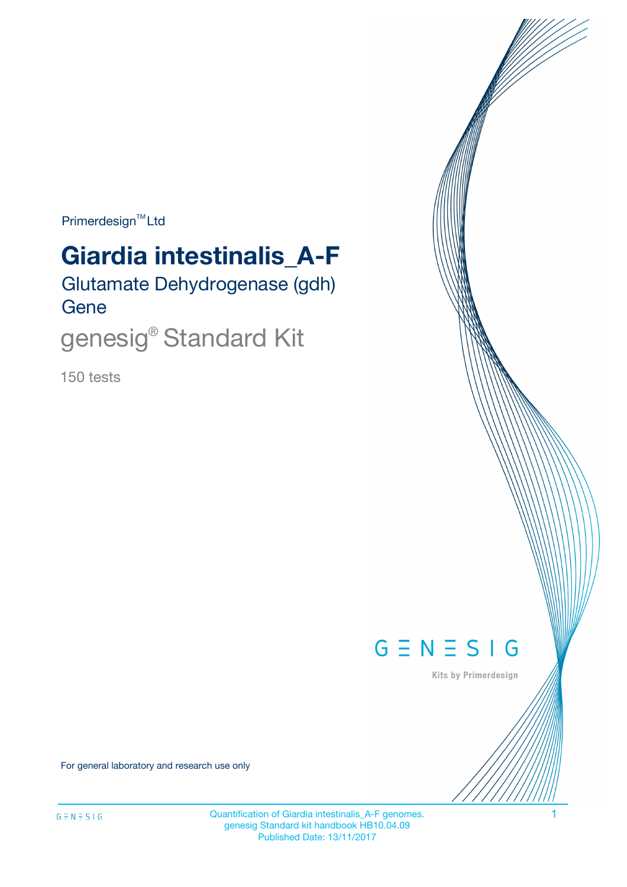Primerdesign™ Ltd

# Giardia intestinalis_A-F

## Glutamate Dehydrogenase (gdh) Gene

## genesig® Standard Kit

150 tests

GENESIG

Kits by Primerdesign

For general laboratory and research use only

Quantification of Giardia intestinalis_A-F genomes.
genesig Standard kit handbook HB10.04.09
Published Date: 13/11/2017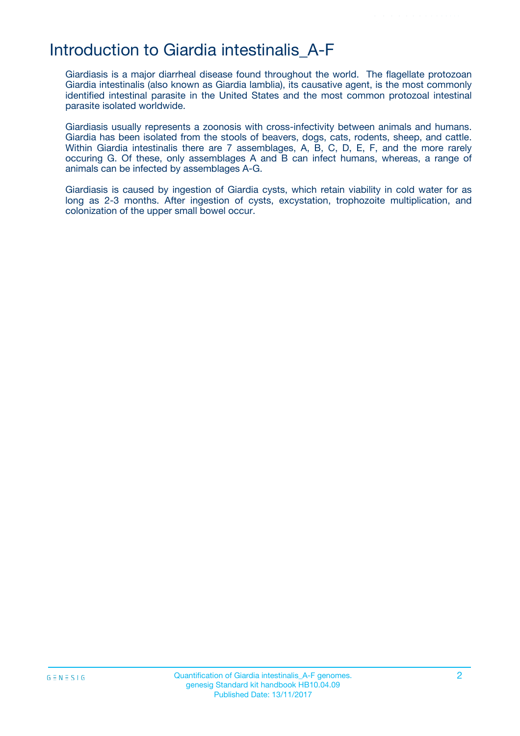# Introduction to Giardia intestinalis_A-F

Giardiasis is a major diarrheal disease found throughout the world. The flagellate protozoan Giardia intestinalis (also known as Giardia lamblia), its causative agent, is the most commonly identified intestinal parasite in the United States and the most common protozoal intestinal parasite isolated worldwide.

Giardiasis usually represents a zoonosis with cross-infectivity between animals and humans. Giardia has been isolated from the stools of beavers, dogs, cats, rodents, sheep, and cattle. Within Giardia intestinalis there are 7 assemblages, A, B, C, D, E, F, and the more rarely occuring G. Of these, only assemblages A and B can infect humans, whereas, a range of animals can be infected by assemblages A-G.

Giardiasis is caused by ingestion of Giardia cysts, which retain viability in cold water for as long as 2-3 months. After ingestion of cysts, excystation, trophozoite multiplication, and colonization of the upper small bowel occur.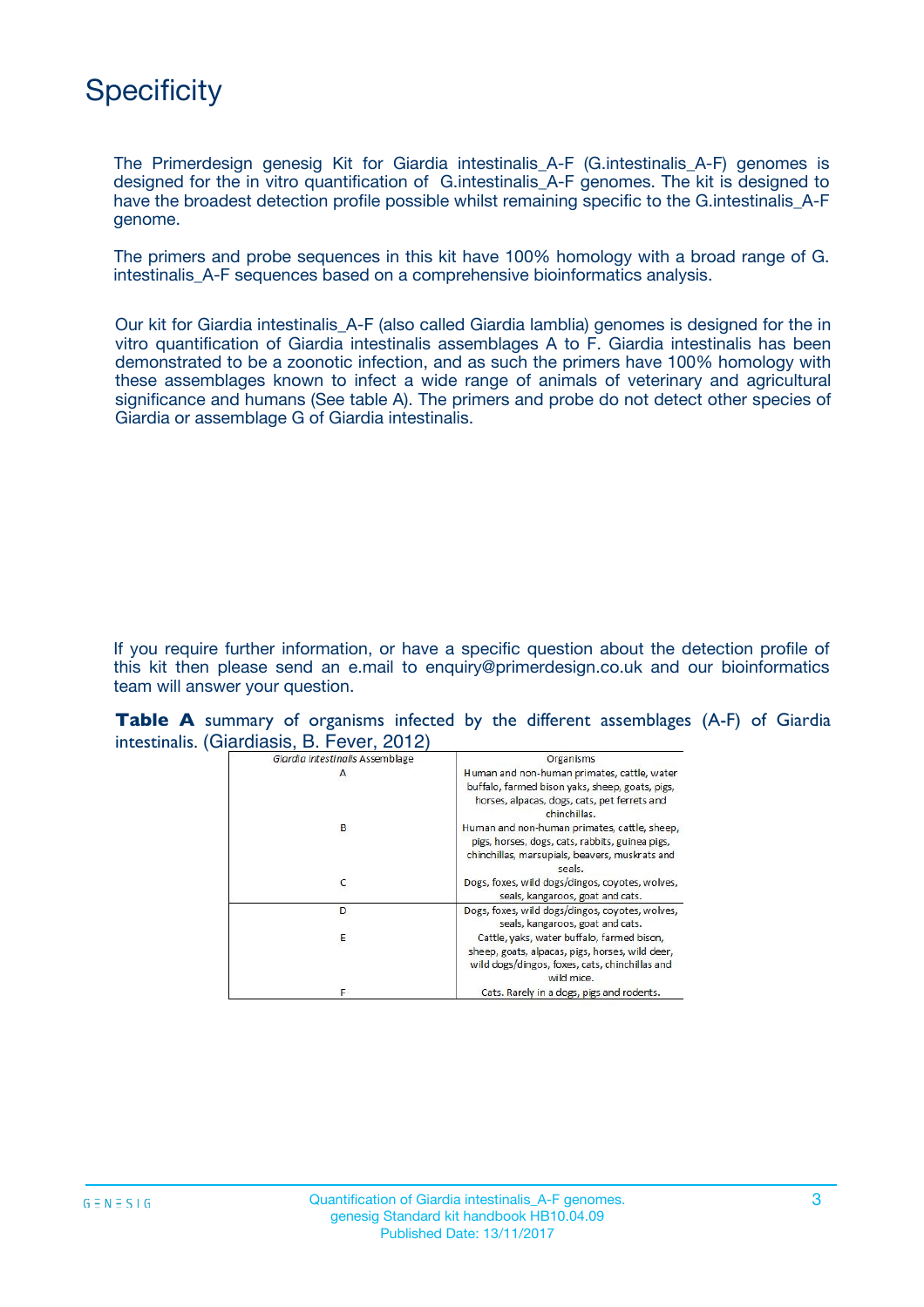# Specificity

The Primerdesign genesig Kit for Giardia intestinalis_A-F (G.intestinalis_A-F) genomes is designed for the in vitro quantification of G.intestinalis_A-F genomes. The kit is designed to have the broadest detection profile possible whilst remaining specific to the G.intestinalis_A-F genome.

The primers and probe sequences in this kit have 100% homology with a broad range of G. intestinalis_A-F sequences based on a comprehensive bioinformatics analysis.

Our kit for Giardia intestinalis_A-F (also called Giardia lamblia) genomes is designed for the in vitro quantification of Giardia intestinalis assemblages A to F. Giardia intestinalis has been demonstrated to be a zoonotic infection, and as such the primers have 100% homology with these assemblages known to infect a wide range of animals of veterinary and agricultural significance and humans (See table A). The primers and probe do not detect other species of Giardia or assemblage G of Giardia intestinalis.

If you require further information, or have a specific question about the detection profile of this kit then please send an e.mail to enquiry@primerdesign.co.uk and our bioinformatics team will answer your question.

**Table A** summary of organisms infected by the different assemblages (A-F) of Giardia intestinalis. (Giardiasis, B. Fever, 2012)

| *Giardia intestinalis* Assemblage | Organisms |
|---|---|
| A | Human and non-human primates, cattle, water buffalo, farmed bison yaks, sheep, goats, pigs, horses, alpacas, dogs, cats, pet ferrets and chinchillas. |
| B | Human and non-human primates, cattle, sheep, pigs, horses, dogs, cats, rabbits, guinea pigs, chinchillas, marsupials, beavers, muskrats and seals. |
| C | Dogs, foxes, wild dogs/dingos, coyotes, wolves, seals, kangaroos, goat and cats. |
| D | Dogs, foxes, wild dogs/dingos, coyotes, wolves, seals, kangaroos, goat and cats. |
| E | Cattle, yaks, water buffalo, farmed bison, sheep, goats, alpacas, pigs, horses, wild deer, wild dogs/dingos, foxes, cats, chinchillas and wild mice. |
| F | Cats. Rarely in a dogs, pigs and rodents. |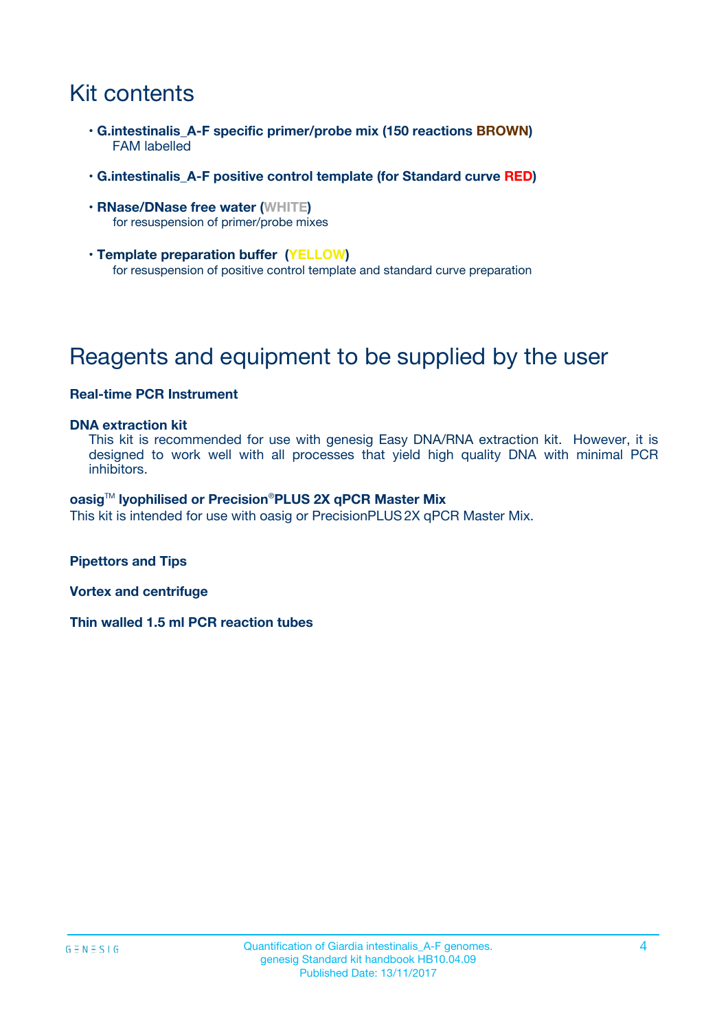# Kit contents

- **G.intestinalis_A-F specific primer/probe mix (150 reactions BROWN)**
  FAM labelled
- **G.intestinalis_A-F positive control template (for Standard curve RED)**
- **RNase/DNase free water (WHITE)**
  for resuspension of primer/probe mixes
- **Template preparation buffer (YELLOW)**
  for resuspension of positive control template and standard curve preparation

# Reagents and equipment to be supplied by the user

**Real-time PCR Instrument**

**DNA extraction kit**

This kit is recommended for use with genesig Easy DNA/RNA extraction kit. However, it is designed to work well with all processes that yield high quality DNA with minimal PCR inhibitors.

**oasig™ lyophilised or Precision®PLUS 2X qPCR Master Mix**

This kit is intended for use with oasig or PrecisionPLUS 2X qPCR Master Mix.

**Pipettors and Tips**

**Vortex and centrifuge**

**Thin walled 1.5 ml PCR reaction tubes**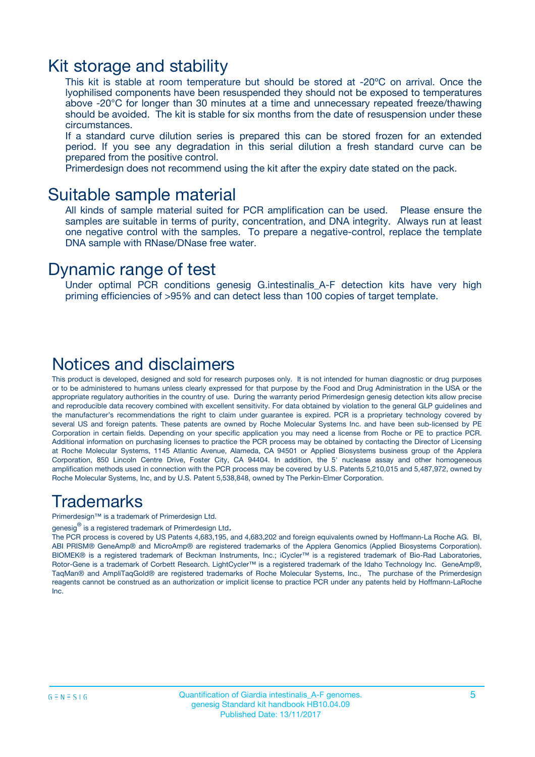# Kit storage and stability

This kit is stable at room temperature but should be stored at -20ºC on arrival. Once the lyophilised components have been resuspended they should not be exposed to temperatures above -20°C for longer than 30 minutes at a time and unnecessary repeated freeze/thawing should be avoided. The kit is stable for six months from the date of resuspension under these circumstances.

If a standard curve dilution series is prepared this can be stored frozen for an extended period. If you see any degradation in this serial dilution a fresh standard curve can be prepared from the positive control.

Primerdesign does not recommend using the kit after the expiry date stated on the pack.

# Suitable sample material

All kinds of sample material suited for PCR amplification can be used. Please ensure the samples are suitable in terms of purity, concentration, and DNA integrity. Always run at least one negative control with the samples. To prepare a negative-control, replace the template DNA sample with RNase/DNase free water.

# Dynamic range of test

Under optimal PCR conditions genesig G.intestinalis_A-F detection kits have very high priming efficiencies of >95% and can detect less than 100 copies of target template.

# Notices and disclaimers

This product is developed, designed and sold for research purposes only. It is not intended for human diagnostic or drug purposes or to be administered to humans unless clearly expressed for that purpose by the Food and Drug Administration in the USA or the appropriate regulatory authorities in the country of use. During the warranty period Primerdesign genesig detection kits allow precise and reproducible data recovery combined with excellent sensitivity. For data obtained by violation to the general GLP guidelines and the manufacturer's recommendations the right to claim under guarantee is expired. PCR is a proprietary technology covered by several US and foreign patents. These patents are owned by Roche Molecular Systems Inc. and have been sub-licensed by PE Corporation in certain fields. Depending on your specific application you may need a license from Roche or PE to practice PCR. Additional information on purchasing licenses to practice the PCR process may be obtained by contacting the Director of Licensing at Roche Molecular Systems, 1145 Atlantic Avenue, Alameda, CA 94501 or Applied Biosystems business group of the Applera Corporation, 850 Lincoln Centre Drive, Foster City, CA 94404. In addition, the 5' nuclease assay and other homogeneous amplification methods used in connection with the PCR process may be covered by U.S. Patents 5,210,015 and 5,487,972, owned by Roche Molecular Systems, Inc, and by U.S. Patent 5,538,848, owned by The Perkin-Elmer Corporation.

# Trademarks

Primerdesign™ is a trademark of Primerdesign Ltd.

genesig® is a registered trademark of Primerdesign Ltd.

The PCR process is covered by US Patents 4,683,195, and 4,683,202 and foreign equivalents owned by Hoffmann-La Roche AG. BI, ABI PRISM® GeneAmp® and MicroAmp® are registered trademarks of the Applera Genomics (Applied Biosystems Corporation). BIOMEK® is a registered trademark of Beckman Instruments, Inc.; iCycler™ is a registered trademark of Bio-Rad Laboratories, Rotor-Gene is a trademark of Corbett Research. LightCycler™ is a registered trademark of the Idaho Technology Inc. GeneAmp®, TaqMan® and AmpliTaqGold® are registered trademarks of Roche Molecular Systems, Inc., The purchase of the Primerdesign reagents cannot be construed as an authorization or implicit license to practice PCR under any patents held by Hoffmann-LaRoche Inc.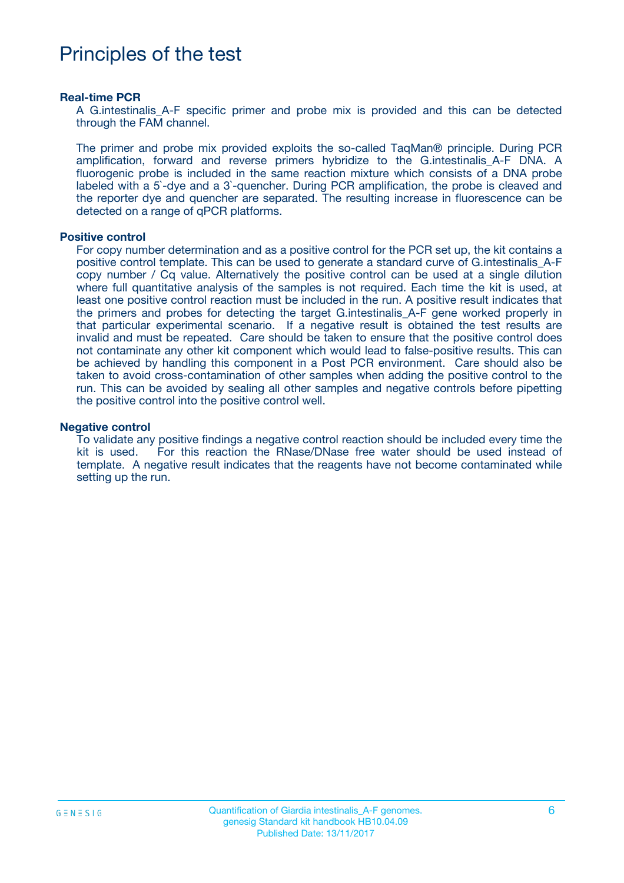# Principles of the test

**Real-time PCR**

A G.intestinalis_A-F specific primer and probe mix is provided and this can be detected through the FAM channel.

The primer and probe mix provided exploits the so-called TaqMan® principle. During PCR amplification, forward and reverse primers hybridize to the G.intestinalis_A-F DNA. A fluorogenic probe is included in the same reaction mixture which consists of a DNA probe labeled with a 5`-dye and a 3`-quencher. During PCR amplification, the probe is cleaved and the reporter dye and quencher are separated. The resulting increase in fluorescence can be detected on a range of qPCR platforms.

**Positive control**

For copy number determination and as a positive control for the PCR set up, the kit contains a positive control template. This can be used to generate a standard curve of G.intestinalis_A-F copy number / Cq value. Alternatively the positive control can be used at a single dilution where full quantitative analysis of the samples is not required. Each time the kit is used, at least one positive control reaction must be included in the run. A positive result indicates that the primers and probes for detecting the target G.intestinalis_A-F gene worked properly in that particular experimental scenario. If a negative result is obtained the test results are invalid and must be repeated. Care should be taken to ensure that the positive control does not contaminate any other kit component which would lead to false-positive results. This can be achieved by handling this component in a Post PCR environment. Care should also be taken to avoid cross-contamination of other samples when adding the positive control to the run. This can be avoided by sealing all other samples and negative controls before pipetting the positive control into the positive control well.

**Negative control**

To validate any positive findings a negative control reaction should be included every time the kit is used. For this reaction the RNase/DNase free water should be used instead of template. A negative result indicates that the reagents have not become contaminated while setting up the run.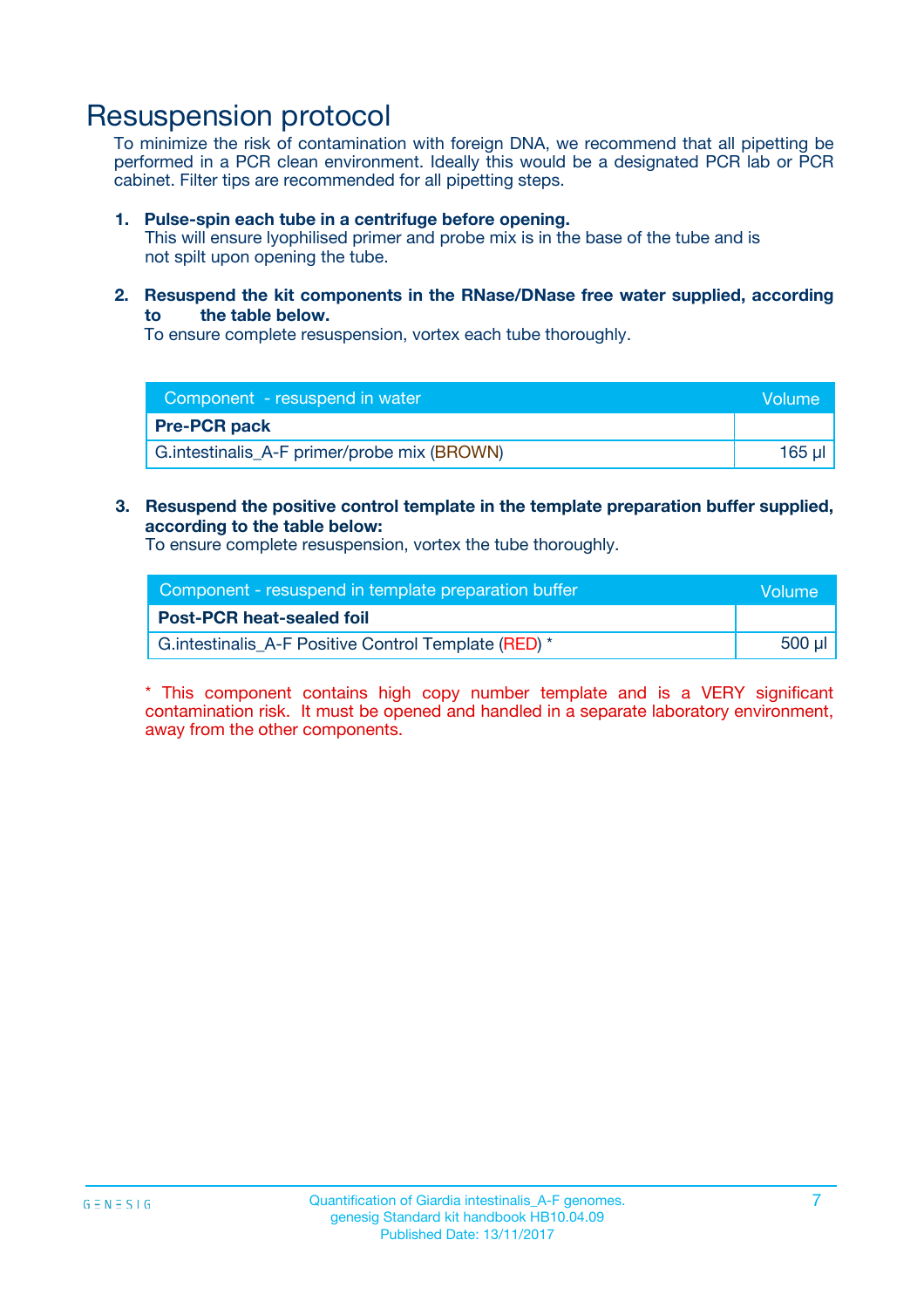# Resuspension protocol

To minimize the risk of contamination with foreign DNA, we recommend that all pipetting be performed in a PCR clean environment. Ideally this would be a designated PCR lab or PCR cabinet. Filter tips are recommended for all pipetting steps.

1. **Pulse-spin each tube in a centrifuge before opening.**
   This will ensure lyophilised primer and probe mix is in the base of the tube and is not spilt upon opening the tube.

2. **Resuspend the kit components in the RNase/DNase free water supplied, according to the table below.**
   To ensure complete resuspension, vortex each tube thoroughly.

| Component - resuspend in water | Volume |
|---|---|
| **Pre-PCR pack** | |
| G.intestinalis_A-F primer/probe mix (BROWN) | 165 µl |

3. **Resuspend the positive control template in the template preparation buffer supplied, according to the table below:**
   To ensure complete resuspension, vortex the tube thoroughly.

| Component - resuspend in template preparation buffer | Volume |
|---|---|
| **Post-PCR heat-sealed foil** | |
| G.intestinalis_A-F Positive Control Template (RED) * | 500 µl |

\* This component contains high copy number template and is a VERY significant contamination risk. It must be opened and handled in a separate laboratory environment, away from the other components.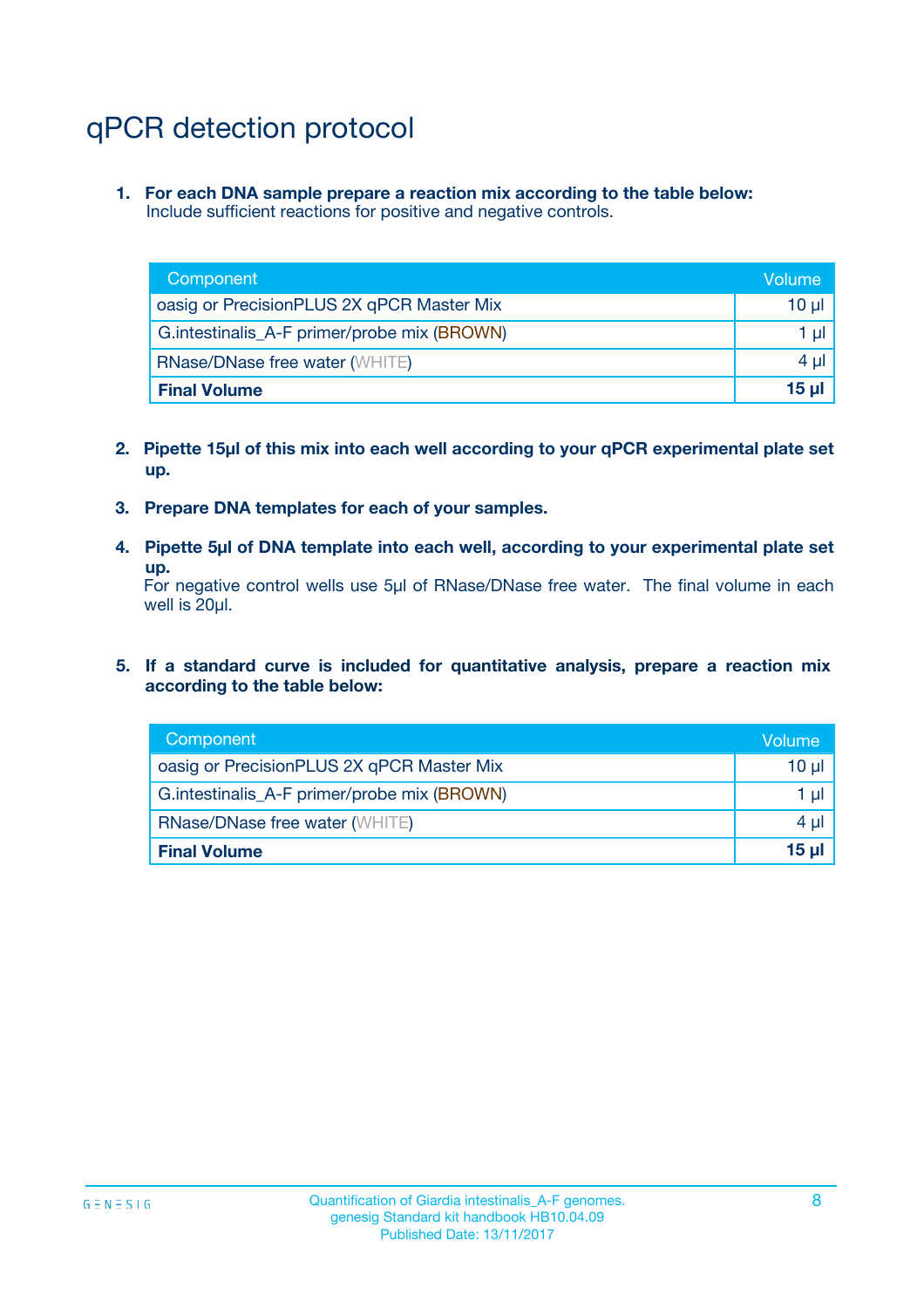# qPCR detection protocol

1. **For each DNA sample prepare a reaction mix according to the table below:**
   Include sufficient reactions for positive and negative controls.

| Component | Volume |
|---|---|
| oasig or PrecisionPLUS 2X qPCR Master Mix | 10 µl |
| G.intestinalis_A-F primer/probe mix (BROWN) | 1 µl |
| RNase/DNase free water (WHITE) | 4 µl |
| **Final Volume** | **15 µl** |

2. **Pipette 15µl of this mix into each well according to your qPCR experimental plate set up.**

3. **Prepare DNA templates for each of your samples.**

4. **Pipette 5µl of DNA template into each well, according to your experimental plate set up.**
   For negative control wells use 5µl of RNase/DNase free water. The final volume in each well is 20µl.

5. **If a standard curve is included for quantitative analysis, prepare a reaction mix according to the table below:**

| Component | Volume |
|---|---|
| oasig or PrecisionPLUS 2X qPCR Master Mix | 10 µl |
| G.intestinalis_A-F primer/probe mix (BROWN) | 1 µl |
| RNase/DNase free water (WHITE) | 4 µl |
| **Final Volume** | **15 µl** |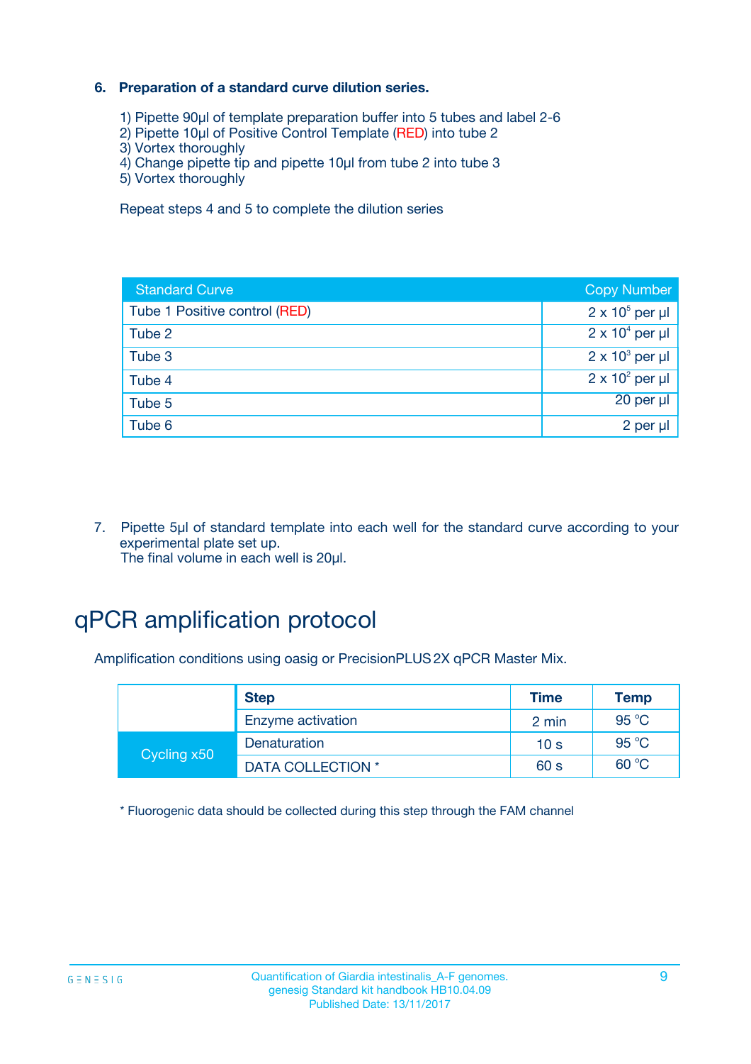**6. Preparation of a standard curve dilution series.**

1) Pipette 90µl of template preparation buffer into 5 tubes and label 2-6
2) Pipette 10µl of Positive Control Template (RED) into tube 2
3) Vortex thoroughly
4) Change pipette tip and pipette 10µl from tube 2 into tube 3
5) Vortex thoroughly

Repeat steps 4 and 5 to complete the dilution series

| Standard Curve | Copy Number |
|---|---|
| Tube 1 Positive control (RED) | $2 \times 10^5$ per µl |
| Tube 2 | $2 \times 10^4$ per µl |
| Tube 3 | $2 \times 10^3$ per µl |
| Tube 4 | $2 \times 10^2$ per µl |
| Tube 5 | 20 per µl |
| Tube 6 | 2 per µl |

7. Pipette 5µl of standard template into each well for the standard curve according to your experimental plate set up.
The final volume in each well is 20µl.

# qPCR amplification protocol

Amplification conditions using oasig or PrecisionPLUS 2X qPCR Master Mix.

| | Step | Time | Temp |
|---|---|---|---|
| | Enzyme activation | 2 min | 95 °C |
| Cycling x50 | Denaturation | 10 s | 95 °C |
| | DATA COLLECTION * | 60 s | 60 °C |

* Fluorogenic data should be collected during this step through the FAM channel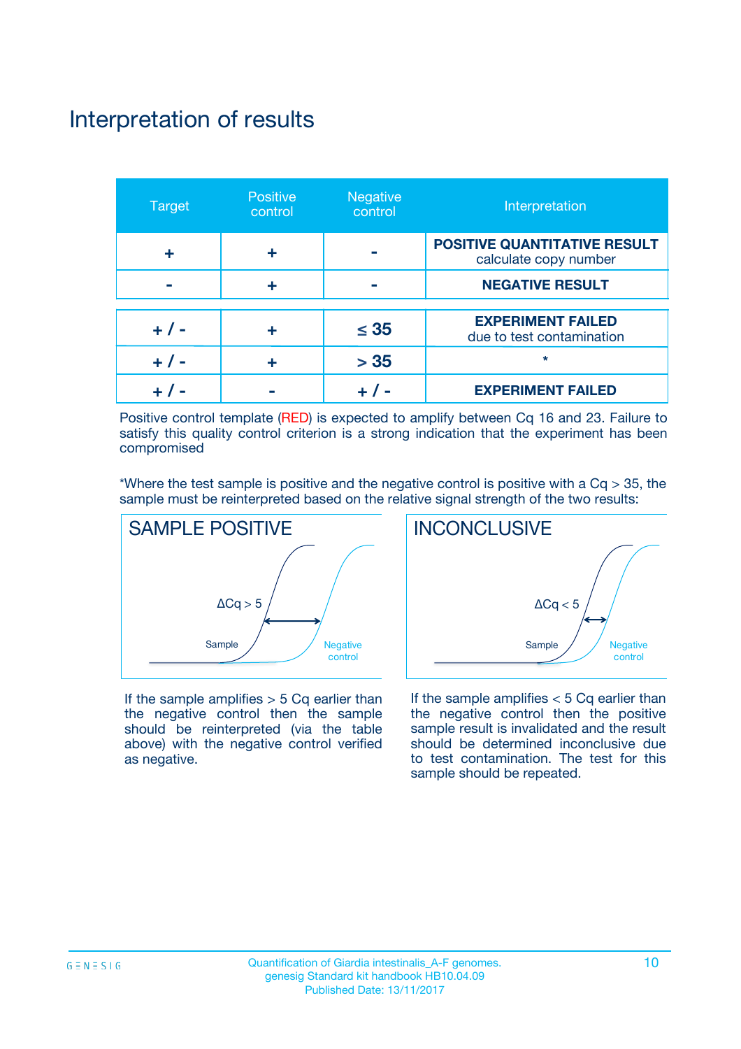# Interpretation of results

| Target | Positive control | Negative control | Interpretation |
|---|---|---|---|
| + | + | - | **POSITIVE QUANTITATIVE RESULT** calculate copy number |
| - | + | - | **NEGATIVE RESULT** |
| + / - | + | ≤ 35 | **EXPERIMENT FAILED** due to test contamination |
| + / - | + | > 35 | * |
| + / - | - | + / - | **EXPERIMENT FAILED** |

Positive control template (RED) is expected to amplify between Cq 16 and 23. Failure to satisfy this quality control criterion is a strong indication that the experiment has been compromised

*Where the test sample is positive and the negative control is positive with a Cq > 35, the sample must be reinterpreted based on the relative signal strength of the two results:

SAMPLE POSITIVE

ΔCq > 5

Sample

Negative control

If the sample amplifies > 5 Cq earlier than the negative control then the sample should be reinterpreted (via the table above) with the negative control verified as negative.

INCONCLUSIVE

ΔCq < 5

Sample

Negative control

If the sample amplifies < 5 Cq earlier than the negative control then the positive sample result is invalidated and the result should be determined inconclusive due to test contamination. The test for this sample should be repeated.